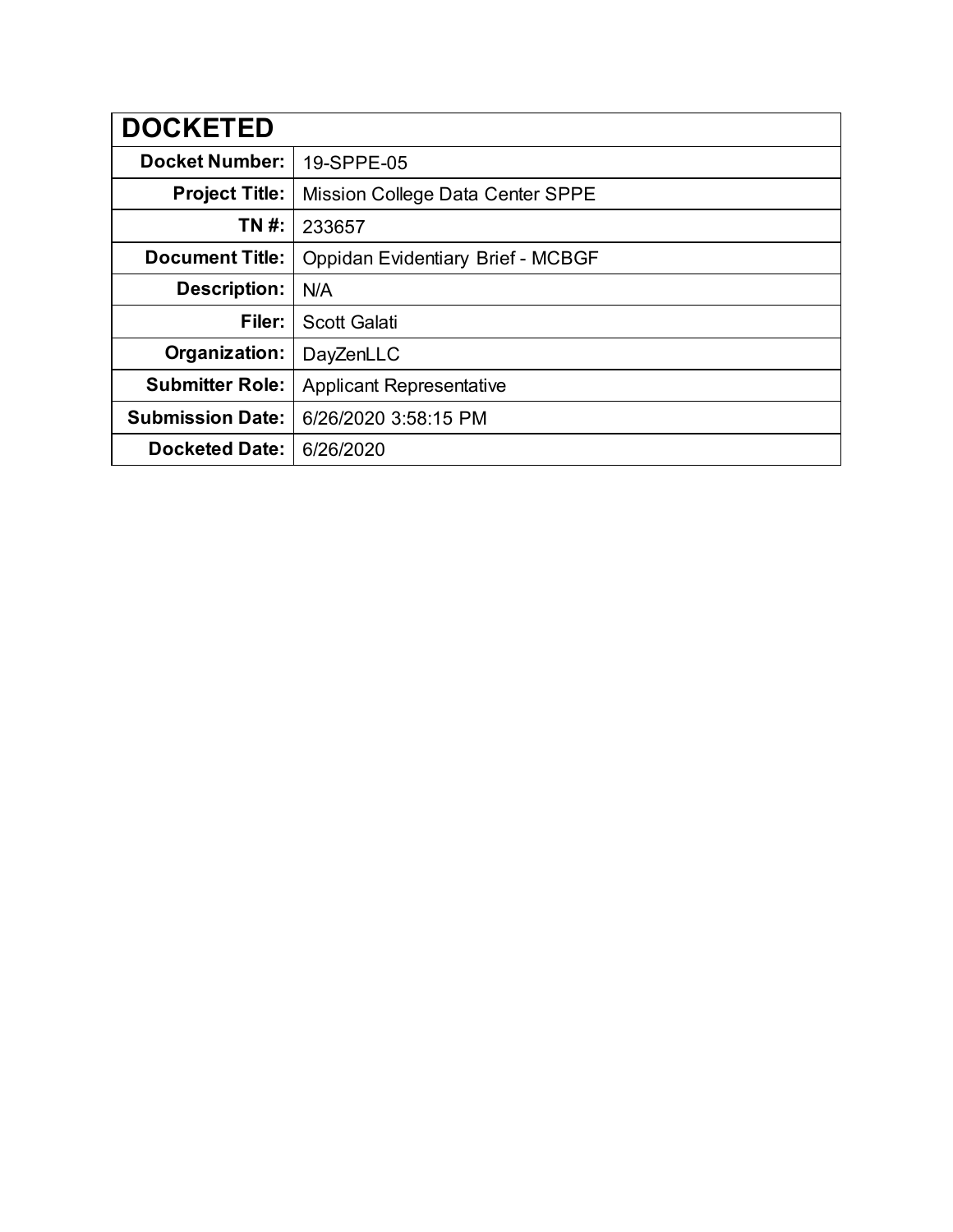| DOCKETED | |
|---|---|
| **Docket Number:** | 19-SPPE-05 |
| **Project Title:** | Mission College Data Center SPPE |
| **TN #:** | 233657 |
| **Document Title:** | Oppidan Evidentiary Brief - MCBGF |
| **Description:** | N/A |
| **Filer:** | Scott Galati |
| **Organization:** | DayZenLLC |
| **Submitter Role:** | Applicant Representative |
| **Submission Date:** | 6/26/2020 3:58:15 PM |
| **Docketed Date:** | 6/26/2020 |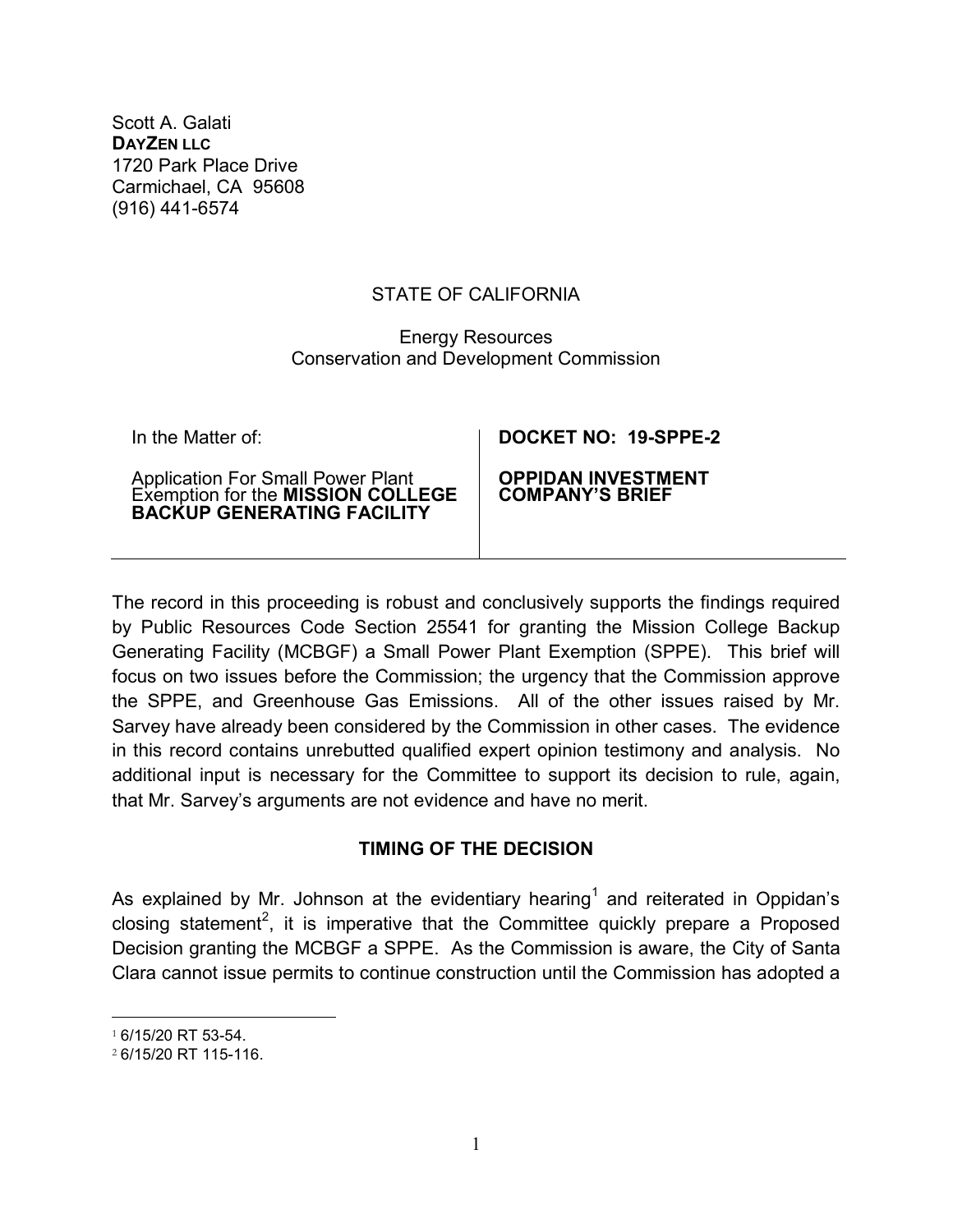Scott A. Galati
**DAYZEN LLC**
1720 Park Place Drive
Carmichael, CA 95608
(916) 441-6574

STATE OF CALIFORNIA

Energy Resources
Conservation and Development Commission

| In the Matter of:<br><br>Application For Small Power Plant Exemption for the **MISSION COLLEGE BACKUP GENERATING FACILITY** | **DOCKET NO: 19-SPPE-2**<br><br>**OPPIDAN INVESTMENT COMPANY'S BRIEF** |
|---|---|

The record in this proceeding is robust and conclusively supports the findings required by Public Resources Code Section 25541 for granting the Mission College Backup Generating Facility (MCBGF) a Small Power Plant Exemption (SPPE). This brief will focus on two issues before the Commission; the urgency that the Commission approve the SPPE, and Greenhouse Gas Emissions. All of the other issues raised by Mr. Sarvey have already been considered by the Commission in other cases. The evidence in this record contains unrebutted qualified expert opinion testimony and analysis. No additional input is necessary for the Committee to support its decision to rule, again, that Mr. Sarvey's arguments are not evidence and have no merit.

## TIMING OF THE DECISION

As explained by Mr. Johnson at the evidentiary hearing[1] and reiterated in Oppidan's closing statement[2], it is imperative that the Committee quickly prepare a Proposed Decision granting the MCBGF a SPPE. As the Commission is aware, the City of Santa Clara cannot issue permits to continue construction until the Commission has adopted a

[1] 6/15/20 RT 53-54.
[2] 6/15/20 RT 115-116.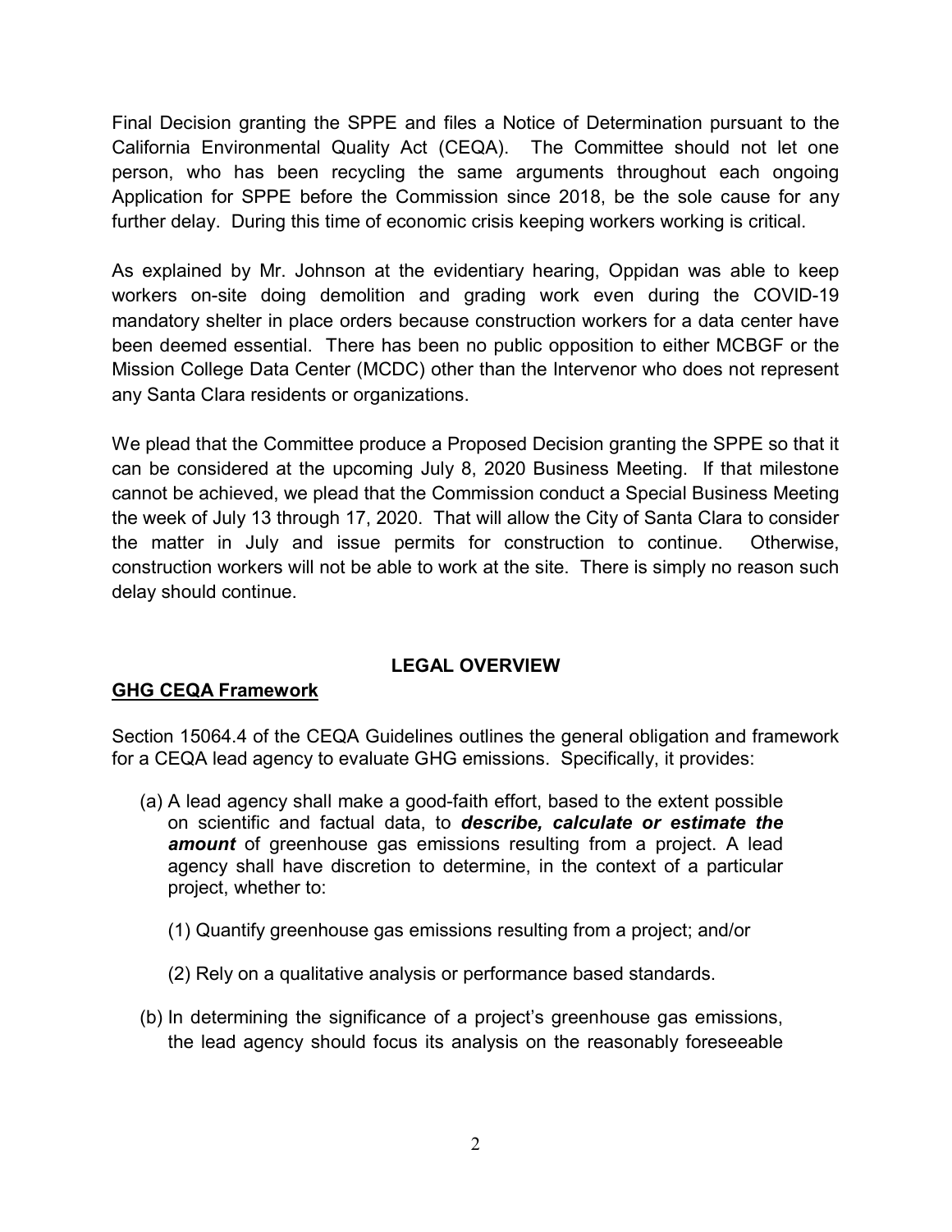Final Decision granting the SPPE and files a Notice of Determination pursuant to the California Environmental Quality Act (CEQA). The Committee should not let one person, who has been recycling the same arguments throughout each ongoing Application for SPPE before the Commission since 2018, be the sole cause for any further delay. During this time of economic crisis keeping workers working is critical.

As explained by Mr. Johnson at the evidentiary hearing, Oppidan was able to keep workers on-site doing demolition and grading work even during the COVID-19 mandatory shelter in place orders because construction workers for a data center have been deemed essential. There has been no public opposition to either MCBGF or the Mission College Data Center (MCDC) other than the Intervenor who does not represent any Santa Clara residents or organizations.

We plead that the Committee produce a Proposed Decision granting the SPPE so that it can be considered at the upcoming July 8, 2020 Business Meeting. If that milestone cannot be achieved, we plead that the Commission conduct a Special Business Meeting the week of July 13 through 17, 2020. That will allow the City of Santa Clara to consider the matter in July and issue permits for construction to continue. Otherwise, construction workers will not be able to work at the site. There is simply no reason such delay should continue.

## LEGAL OVERVIEW

**GHG CEQA Framework**

Section 15064.4 of the CEQA Guidelines outlines the general obligation and framework for a CEQA lead agency to evaluate GHG emissions. Specifically, it provides:

(a) A lead agency shall make a good-faith effort, based to the extent possible on scientific and factual data, to ***describe, calculate or estimate the amount*** of greenhouse gas emissions resulting from a project. A lead agency shall have discretion to determine, in the context of a particular project, whether to:

   (1) Quantify greenhouse gas emissions resulting from a project; and/or

   (2) Rely on a qualitative analysis or performance based standards.

(b) In determining the significance of a project's greenhouse gas emissions, the lead agency should focus its analysis on the reasonably foreseeable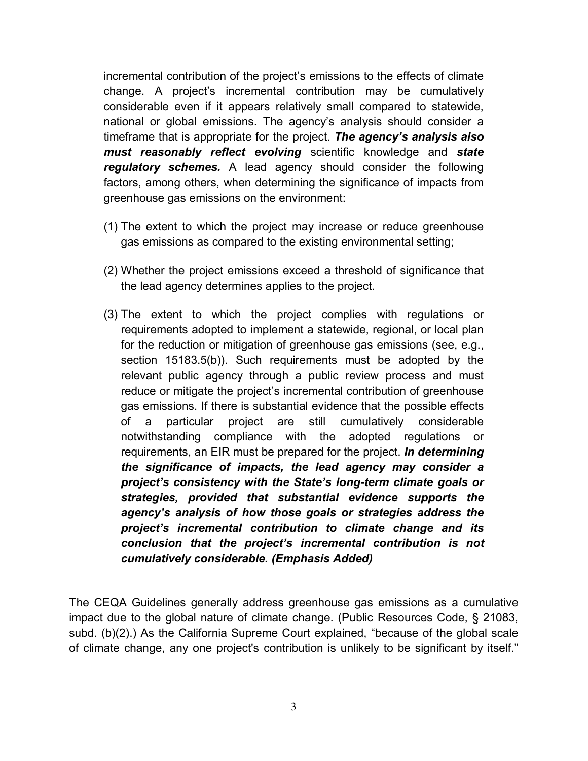incremental contribution of the project's emissions to the effects of climate change. A project's incremental contribution may be cumulatively considerable even if it appears relatively small compared to statewide, national or global emissions. The agency's analysis should consider a timeframe that is appropriate for the project. ***The agency's analysis also must reasonably reflect evolving*** scientific knowledge and ***state regulatory schemes.*** A lead agency should consider the following factors, among others, when determining the significance of impacts from greenhouse gas emissions on the environment:

> (1) The extent to which the project may increase or reduce greenhouse gas emissions as compared to the existing environmental setting;
>
> (2) Whether the project emissions exceed a threshold of significance that the lead agency determines applies to the project.
>
> (3) The extent to which the project complies with regulations or requirements adopted to implement a statewide, regional, or local plan for the reduction or mitigation of greenhouse gas emissions (see, e.g., section 15183.5(b)). Such requirements must be adopted by the relevant public agency through a public review process and must reduce or mitigate the project's incremental contribution of greenhouse gas emissions. If there is substantial evidence that the possible effects of a particular project are still cumulatively considerable notwithstanding compliance with the adopted regulations or requirements, an EIR must be prepared for the project. ***In determining the significance of impacts, the lead agency may consider a project's consistency with the State's long-term climate goals or strategies, provided that substantial evidence supports the agency's analysis of how those goals or strategies address the project's incremental contribution to climate change and its conclusion that the project's incremental contribution is not cumulatively considerable. (Emphasis Added)***

The CEQA Guidelines generally address greenhouse gas emissions as a cumulative impact due to the global nature of climate change. (Public Resources Code, § 21083, subd. (b)(2).) As the California Supreme Court explained, "because of the global scale of climate change, any one project's contribution is unlikely to be significant by itself."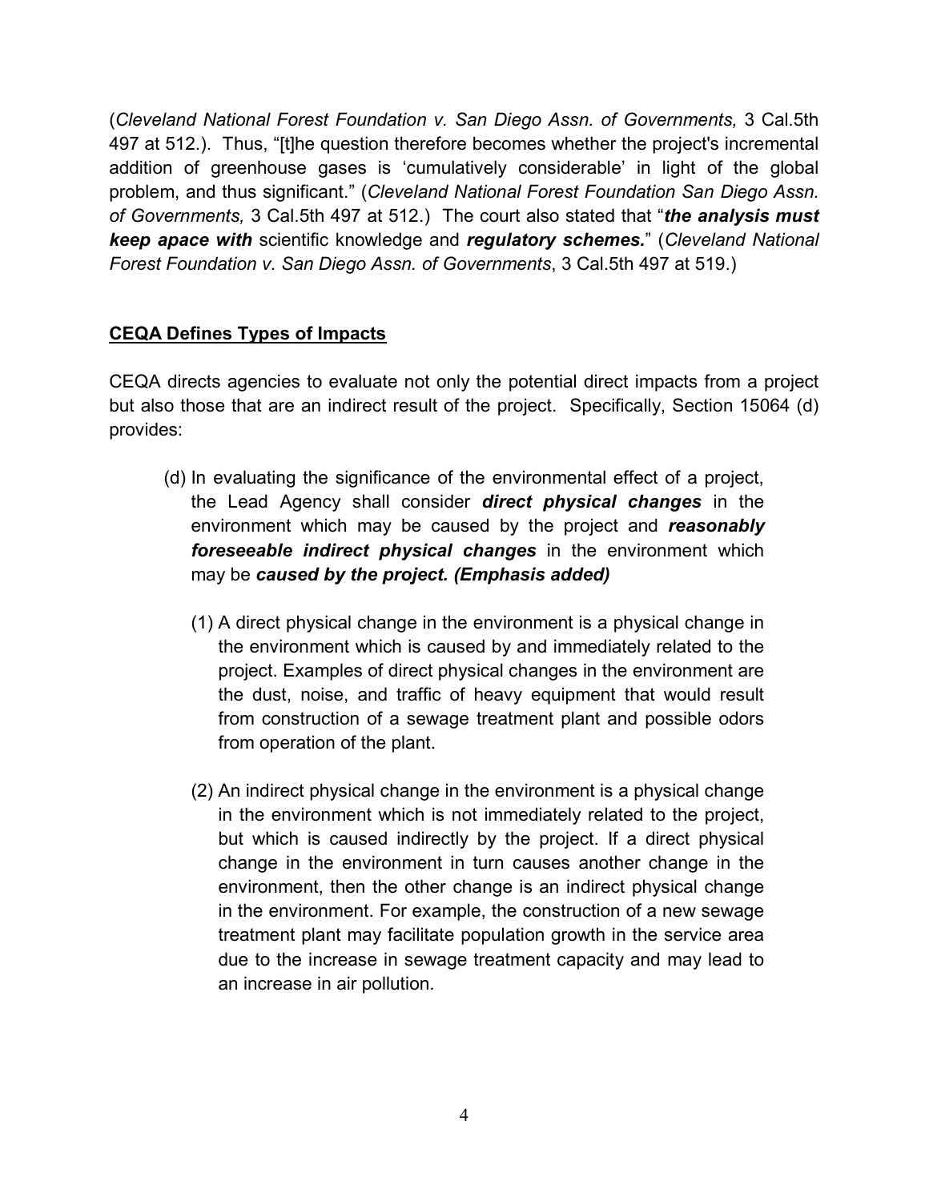(*Cleveland National Forest Foundation v. San Diego Assn. of Governments,* 3 Cal.5th 497 at 512.). Thus, "[t]he question therefore becomes whether the project's incremental addition of greenhouse gases is 'cumulatively considerable' in light of the global problem, and thus significant." (*Cleveland National Forest Foundation San Diego Assn. of Governments,* 3 Cal.5th 497 at 512.) The court also stated that "***the analysis must keep apace with*** scientific knowledge and ***regulatory schemes.***" (*Cleveland National Forest Foundation v. San Diego Assn. of Governments*, 3 Cal.5th 497 at 519.)

**<u>CEQA Defines Types of Impacts</u>**

CEQA directs agencies to evaluate not only the potential direct impacts from a project but also those that are an indirect result of the project. Specifically, Section 15064 (d) provides:

> (d) In evaluating the significance of the environmental effect of a project, the Lead Agency shall consider ***direct physical changes*** in the environment which may be caused by the project and ***reasonably foreseeable indirect physical changes*** in the environment which may be ***caused by the project. (Emphasis added)***
>
> (1) A direct physical change in the environment is a physical change in the environment which is caused by and immediately related to the project. Examples of direct physical changes in the environment are the dust, noise, and traffic of heavy equipment that would result from construction of a sewage treatment plant and possible odors from operation of the plant.
>
> (2) An indirect physical change in the environment is a physical change in the environment which is not immediately related to the project, but which is caused indirectly by the project. If a direct physical change in the environment in turn causes another change in the environment, then the other change is an indirect physical change in the environment. For example, the construction of a new sewage treatment plant may facilitate population growth in the service area due to the increase in sewage treatment capacity and may lead to an increase in air pollution.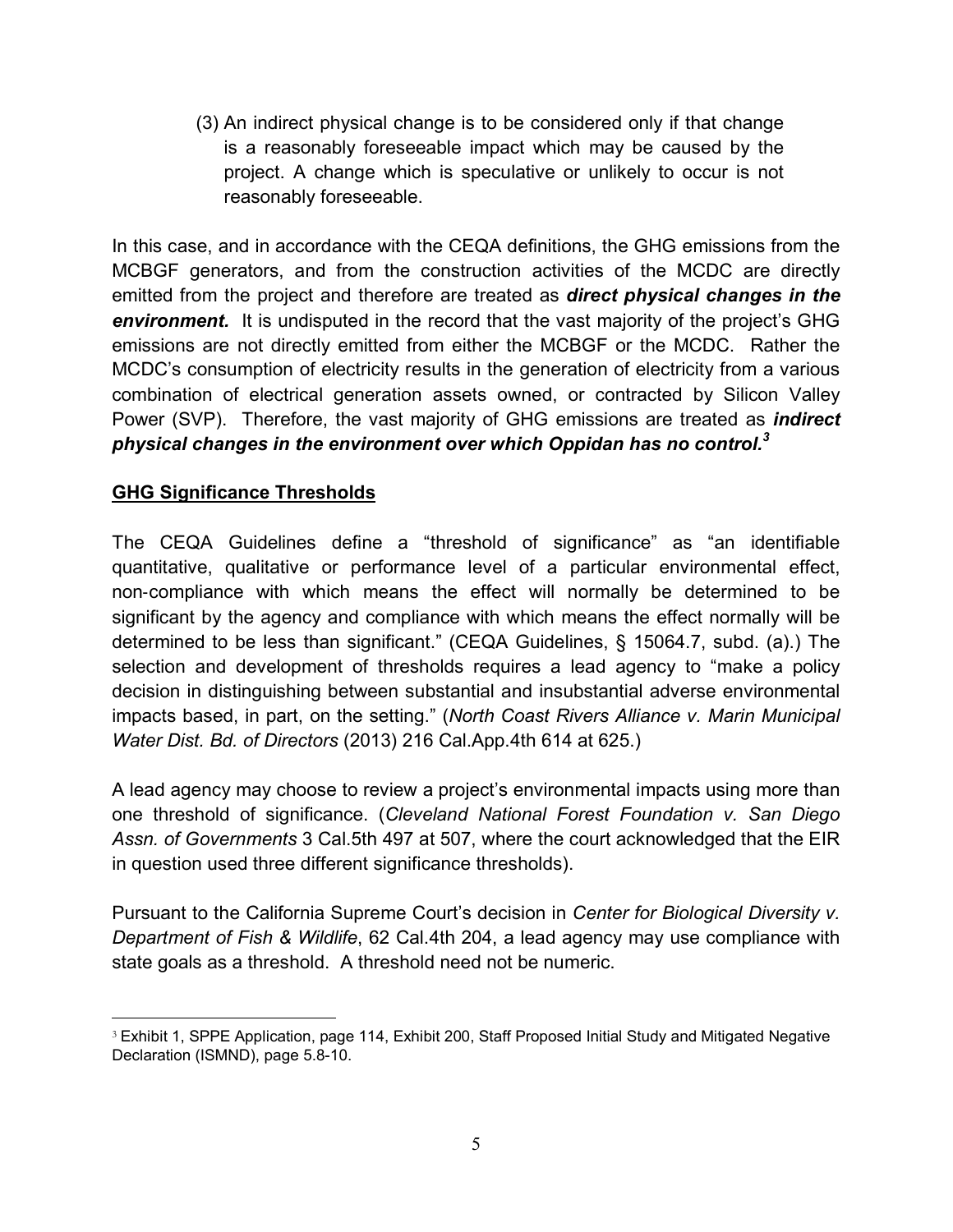(3) An indirect physical change is to be considered only if that change is a reasonably foreseeable impact which may be caused by the project. A change which is speculative or unlikely to occur is not reasonably foreseeable.

In this case, and in accordance with the CEQA definitions, the GHG emissions from the MCBGF generators, and from the construction activities of the MCDC are directly emitted from the project and therefore are treated as ***direct physical changes in the environment.*** It is undisputed in the record that the vast majority of the project's GHG emissions are not directly emitted from either the MCBGF or the MCDC. Rather the MCDC's consumption of electricity results in the generation of electricity from a various combination of electrical generation assets owned, or contracted by Silicon Valley Power (SVP). Therefore, the vast majority of GHG emissions are treated as ***indirect physical changes in the environment over which Oppidan has no control.***[3]

## GHG Significance Thresholds

The CEQA Guidelines define a "threshold of significance" as "an identifiable quantitative, qualitative or performance level of a particular environmental effect, non-compliance with which means the effect will normally be determined to be significant by the agency and compliance with which means the effect normally will be determined to be less than significant." (CEQA Guidelines, § 15064.7, subd. (a).) The selection and development of thresholds requires a lead agency to "make a policy decision in distinguishing between substantial and insubstantial adverse environmental impacts based, in part, on the setting." (*North Coast Rivers Alliance v. Marin Municipal Water Dist. Bd. of Directors* (2013) 216 Cal.App.4th 614 at 625.)

A lead agency may choose to review a project's environmental impacts using more than one threshold of significance. (*Cleveland National Forest Foundation v. San Diego Assn. of Governments* 3 Cal.5th 497 at 507, where the court acknowledged that the EIR in question used three different significance thresholds).

Pursuant to the California Supreme Court's decision in *Center for Biological Diversity v. Department of Fish & Wildlife*, 62 Cal.4th 204, a lead agency may use compliance with state goals as a threshold. A threshold need not be numeric.

---

[3] Exhibit 1, SPPE Application, page 114, Exhibit 200, Staff Proposed Initial Study and Mitigated Negative Declaration (ISMND), page 5.8-10.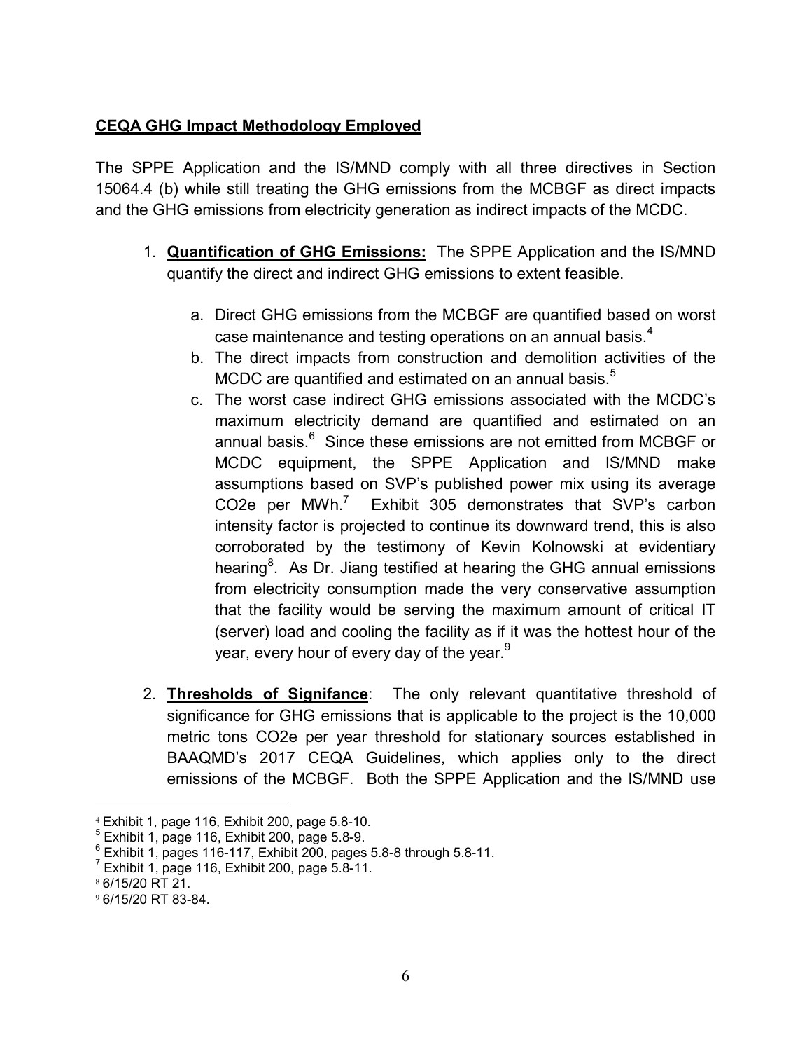**CEQA GHG Impact Methodology Employed**

The SPPE Application and the IS/MND comply with all three directives in Section 15064.4 (b) while still treating the GHG emissions from the MCBGF as direct impacts and the GHG emissions from electricity generation as indirect impacts of the MCDC.

1. **Quantification of GHG Emissions:** The SPPE Application and the IS/MND quantify the direct and indirect GHG emissions to extent feasible.

    a. Direct GHG emissions from the MCBGF are quantified based on worst case maintenance and testing operations on an annual basis.[4]
    b. The direct impacts from construction and demolition activities of the MCDC are quantified and estimated on an annual basis.[5]
    c. The worst case indirect GHG emissions associated with the MCDC's maximum electricity demand are quantified and estimated on an annual basis.[6] Since these emissions are not emitted from MCBGF or MCDC equipment, the SPPE Application and IS/MND make assumptions based on SVP's published power mix using its average CO2e per MWh.[7] Exhibit 305 demonstrates that SVP's carbon intensity factor is projected to continue its downward trend, this is also corroborated by the testimony of Kevin Kolnowski at evidentiary hearing[8]. As Dr. Jiang testified at hearing the GHG annual emissions from electricity consumption made the very conservative assumption that the facility would be serving the maximum amount of critical IT (server) load and cooling the facility as if it was the hottest hour of the year, every hour of every day of the year.[9]

2. **Thresholds of Signifance**: The only relevant quantitative threshold of significance for GHG emissions that is applicable to the project is the 10,000 metric tons CO2e per year threshold for stationary sources established in BAAQMD's 2017 CEQA Guidelines, which applies only to the direct emissions of the MCBGF. Both the SPPE Application and the IS/MND use

---

[4] Exhibit 1, page 116, Exhibit 200, page 5.8-10.
[5] Exhibit 1, page 116, Exhibit 200, page 5.8-9.
[6] Exhibit 1, pages 116-117, Exhibit 200, pages 5.8-8 through 5.8-11.
[7] Exhibit 1, page 116, Exhibit 200, page 5.8-11.
[8] 6/15/20 RT 21.
[9] 6/15/20 RT 83-84.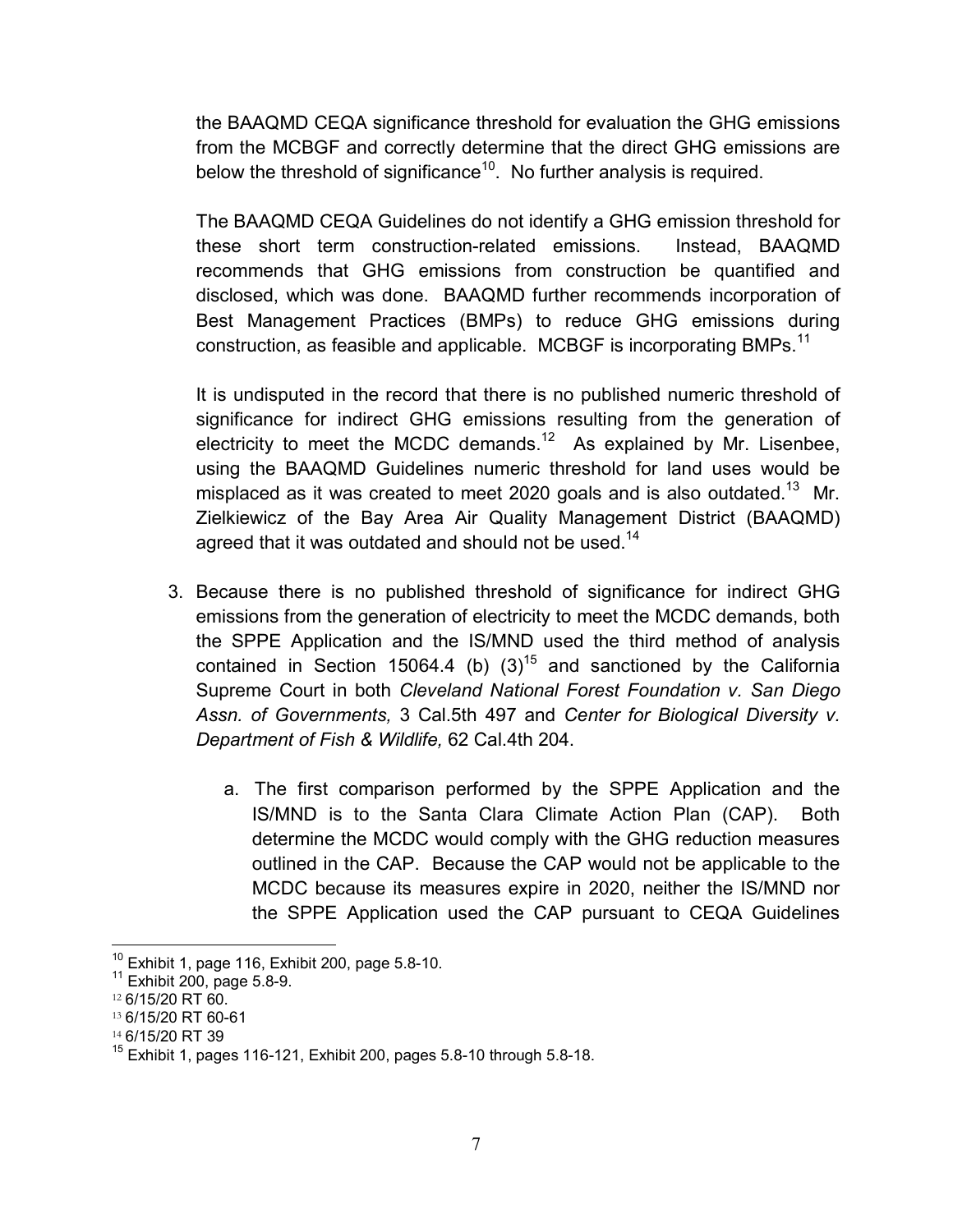the BAAQMD CEQA significance threshold for evaluation the GHG emissions from the MCBGF and correctly determine that the direct GHG emissions are below the threshold of significance[10]. No further analysis is required.

The BAAQMD CEQA Guidelines do not identify a GHG emission threshold for these short term construction-related emissions. Instead, BAAQMD recommends that GHG emissions from construction be quantified and disclosed, which was done. BAAQMD further recommends incorporation of Best Management Practices (BMPs) to reduce GHG emissions during construction, as feasible and applicable. MCBGF is incorporating BMPs.[11]

It is undisputed in the record that there is no published numeric threshold of significance for indirect GHG emissions resulting from the generation of electricity to meet the MCDC demands.[12] As explained by Mr. Lisenbee, using the BAAQMD Guidelines numeric threshold for land uses would be misplaced as it was created to meet 2020 goals and is also outdated.[13] Mr. Zielkiewicz of the Bay Area Air Quality Management District (BAAQMD) agreed that it was outdated and should not be used.[14]

3. Because there is no published threshold of significance for indirect GHG emissions from the generation of electricity to meet the MCDC demands, both the SPPE Application and the IS/MND used the third method of analysis contained in Section 15064.4 (b) (3)[15] and sanctioned by the California Supreme Court in both *Cleveland National Forest Foundation v. San Diego Assn. of Governments,* 3 Cal.5th 497 and *Center for Biological Diversity v. Department of Fish & Wildlife,* 62 Cal.4th 204.

   a. The first comparison performed by the SPPE Application and the IS/MND is to the Santa Clara Climate Action Plan (CAP). Both determine the MCDC would comply with the GHG reduction measures outlined in the CAP. Because the CAP would not be applicable to the MCDC because its measures expire in 2020, neither the IS/MND nor the SPPE Application used the CAP pursuant to CEQA Guidelines

---

[10] Exhibit 1, page 116, Exhibit 200, page 5.8-10.

[11] Exhibit 200, page 5.8-9.

[12] 6/15/20 RT 60.

[13] 6/15/20 RT 60-61

[14] 6/15/20 RT 39

[15] Exhibit 1, pages 116-121, Exhibit 200, pages 5.8-10 through 5.8-18.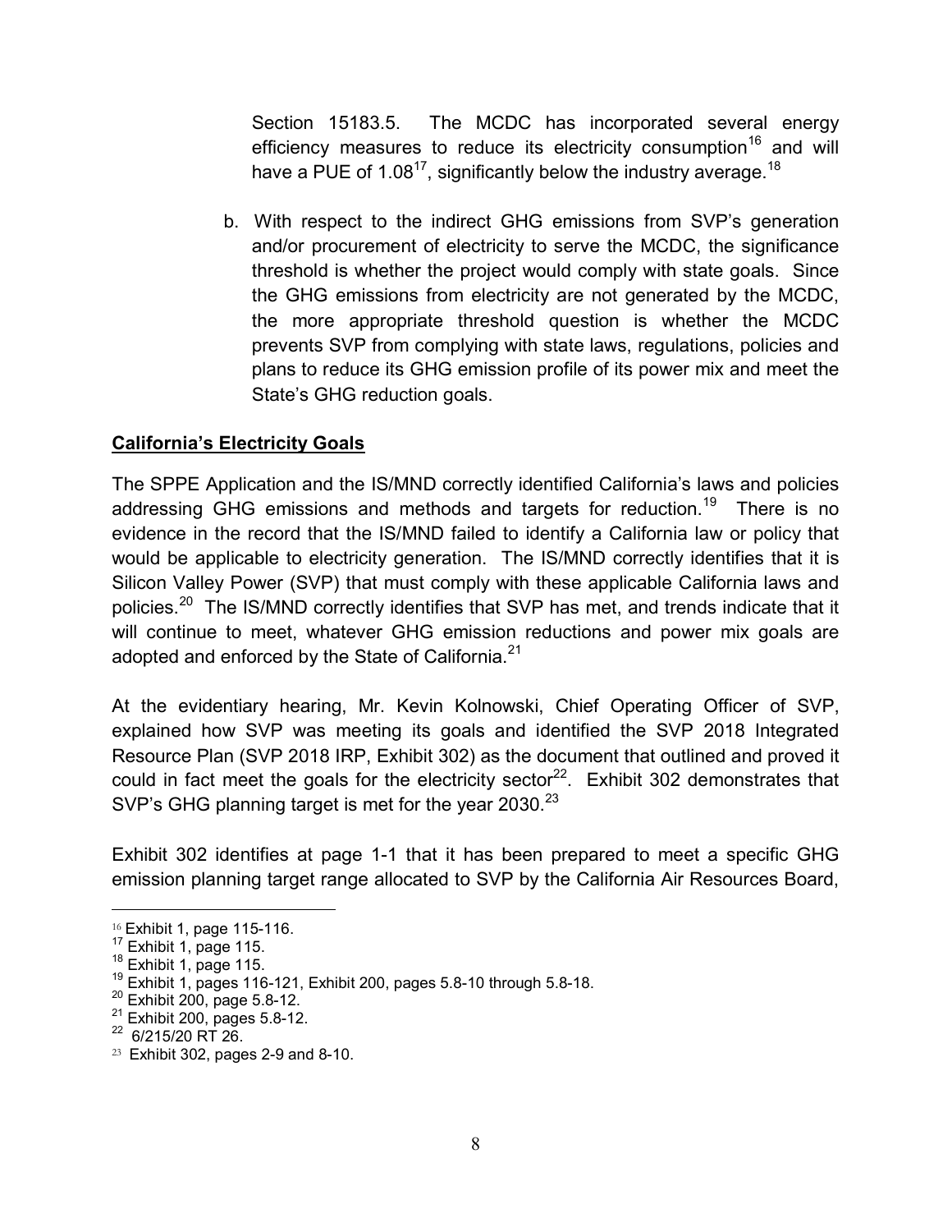Section 15183.5. The MCDC has incorporated several energy efficiency measures to reduce its electricity consumption[16] and will have a PUE of 1.08[17], significantly below the industry average.[18]

b. With respect to the indirect GHG emissions from SVP's generation and/or procurement of electricity to serve the MCDC, the significance threshold is whether the project would comply with state goals. Since the GHG emissions from electricity are not generated by the MCDC, the more appropriate threshold question is whether the MCDC prevents SVP from complying with state laws, regulations, policies and plans to reduce its GHG emission profile of its power mix and meet the State's GHG reduction goals.

**California's Electricity Goals**

The SPPE Application and the IS/MND correctly identified California's laws and policies addressing GHG emissions and methods and targets for reduction.[19] There is no evidence in the record that the IS/MND failed to identify a California law or policy that would be applicable to electricity generation. The IS/MND correctly identifies that it is Silicon Valley Power (SVP) that must comply with these applicable California laws and policies.[20] The IS/MND correctly identifies that SVP has met, and trends indicate that it will continue to meet, whatever GHG emission reductions and power mix goals are adopted and enforced by the State of California.[21]

At the evidentiary hearing, Mr. Kevin Kolnowski, Chief Operating Officer of SVP, explained how SVP was meeting its goals and identified the SVP 2018 Integrated Resource Plan (SVP 2018 IRP, Exhibit 302) as the document that outlined and proved it could in fact meet the goals for the electricity sector[22]. Exhibit 302 demonstrates that SVP's GHG planning target is met for the year 2030.[23]

Exhibit 302 identifies at page 1-1 that it has been prepared to meet a specific GHG emission planning target range allocated to SVP by the California Air Resources Board,

---

[16] Exhibit 1, page 115-116.

[17] Exhibit 1, page 115.

[18] Exhibit 1, page 115.

[19] Exhibit 1, pages 116-121, Exhibit 200, pages 5.8-10 through 5.8-18.

[20] Exhibit 200, page 5.8-12.

[21] Exhibit 200, pages 5.8-12.

[22] 6/215/20 RT 26.

[23] Exhibit 302, pages 2-9 and 8-10.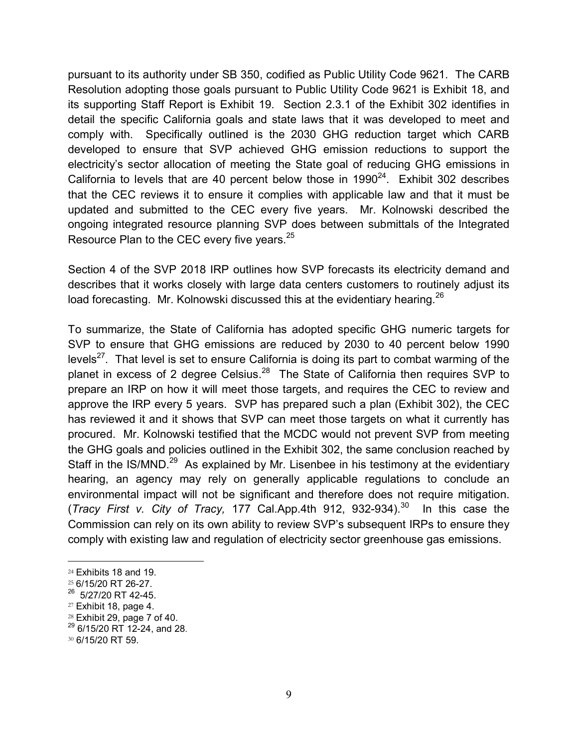pursuant to its authority under SB 350, codified as Public Utility Code 9621. The CARB Resolution adopting those goals pursuant to Public Utility Code 9621 is Exhibit 18, and its supporting Staff Report is Exhibit 19. Section 2.3.1 of the Exhibit 302 identifies in detail the specific California goals and state laws that it was developed to meet and comply with. Specifically outlined is the 2030 GHG reduction target which CARB developed to ensure that SVP achieved GHG emission reductions to support the electricity's sector allocation of meeting the State goal of reducing GHG emissions in California to levels that are 40 percent below those in 1990[24]. Exhibit 302 describes that the CEC reviews it to ensure it complies with applicable law and that it must be updated and submitted to the CEC every five years. Mr. Kolnowski described the ongoing integrated resource planning SVP does between submittals of the Integrated Resource Plan to the CEC every five years.[25]

Section 4 of the SVP 2018 IRP outlines how SVP forecasts its electricity demand and describes that it works closely with large data centers customers to routinely adjust its load forecasting. Mr. Kolnowski discussed this at the evidentiary hearing.[26]

To summarize, the State of California has adopted specific GHG numeric targets for SVP to ensure that GHG emissions are reduced by 2030 to 40 percent below 1990 levels[27]. That level is set to ensure California is doing its part to combat warming of the planet in excess of 2 degree Celsius.[28] The State of California then requires SVP to prepare an IRP on how it will meet those targets, and requires the CEC to review and approve the IRP every 5 years. SVP has prepared such a plan (Exhibit 302), the CEC has reviewed it and it shows that SVP can meet those targets on what it currently has procured. Mr. Kolnowski testified that the MCDC would not prevent SVP from meeting the GHG goals and policies outlined in the Exhibit 302, the same conclusion reached by Staff in the IS/MND.[29] As explained by Mr. Lisenbee in his testimony at the evidentiary hearing, an agency may rely on generally applicable regulations to conclude an environmental impact will not be significant and therefore does not require mitigation. (*Tracy First v. City of Tracy,* 177 Cal.App.4th 912, 932-934).[30] In this case the Commission can rely on its own ability to review SVP's subsequent IRPs to ensure they comply with existing law and regulation of electricity sector greenhouse gas emissions.

---

[24] Exhibits 18 and 19.

[25] 6/15/20 RT 26-27.

[26] 5/27/20 RT 42-45.

[27] Exhibit 18, page 4.

[28] Exhibit 29, page 7 of 40.

[29] 6/15/20 RT 12-24, and 28.

[30] 6/15/20 RT 59.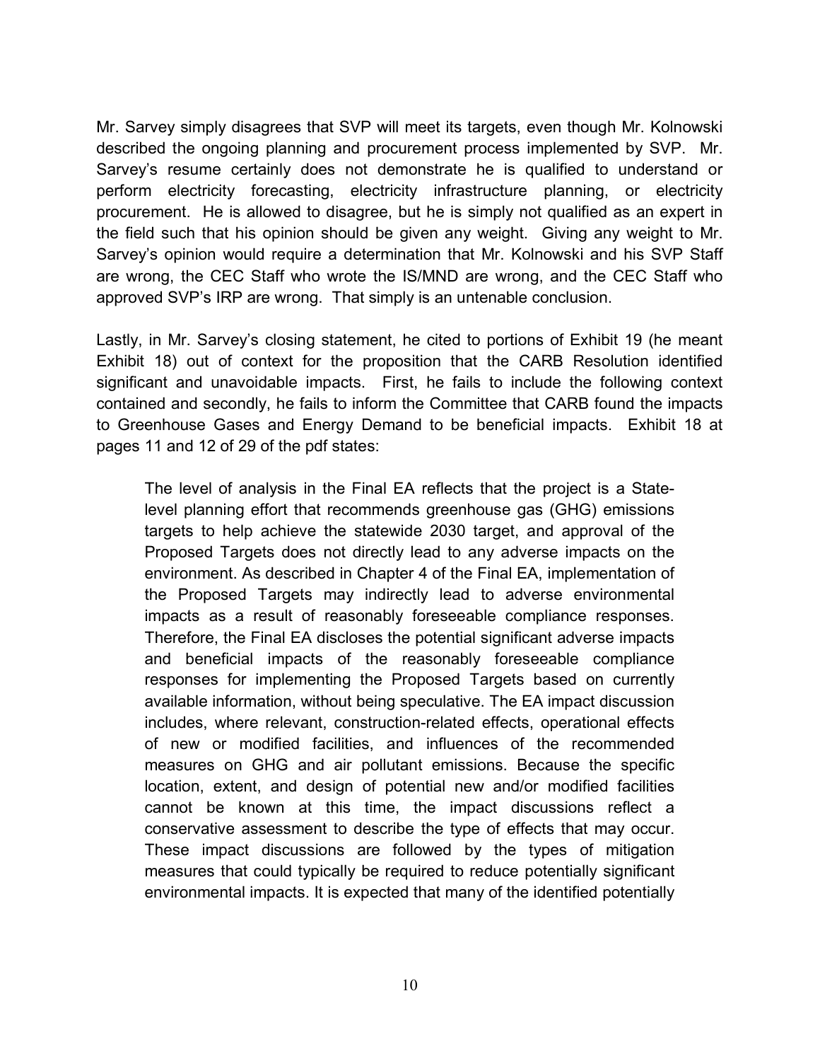Mr. Sarvey simply disagrees that SVP will meet its targets, even though Mr. Kolnowski described the ongoing planning and procurement process implemented by SVP. Mr. Sarvey's resume certainly does not demonstrate he is qualified to understand or perform electricity forecasting, electricity infrastructure planning, or electricity procurement. He is allowed to disagree, but he is simply not qualified as an expert in the field such that his opinion should be given any weight. Giving any weight to Mr. Sarvey's opinion would require a determination that Mr. Kolnowski and his SVP Staff are wrong, the CEC Staff who wrote the IS/MND are wrong, and the CEC Staff who approved SVP's IRP are wrong. That simply is an untenable conclusion.

Lastly, in Mr. Sarvey's closing statement, he cited to portions of Exhibit 19 (he meant Exhibit 18) out of context for the proposition that the CARB Resolution identified significant and unavoidable impacts. First, he fails to include the following context contained and secondly, he fails to inform the Committee that CARB found the impacts to Greenhouse Gases and Energy Demand to be beneficial impacts. Exhibit 18 at pages 11 and 12 of 29 of the pdf states:

> The level of analysis in the Final EA reflects that the project is a State-level planning effort that recommends greenhouse gas (GHG) emissions targets to help achieve the statewide 2030 target, and approval of the Proposed Targets does not directly lead to any adverse impacts on the environment. As described in Chapter 4 of the Final EA, implementation of the Proposed Targets may indirectly lead to adverse environmental impacts as a result of reasonably foreseeable compliance responses. Therefore, the Final EA discloses the potential significant adverse impacts and beneficial impacts of the reasonably foreseeable compliance responses for implementing the Proposed Targets based on currently available information, without being speculative. The EA impact discussion includes, where relevant, construction-related effects, operational effects of new or modified facilities, and influences of the recommended measures on GHG and air pollutant emissions. Because the specific location, extent, and design of potential new and/or modified facilities cannot be known at this time, the impact discussions reflect a conservative assessment to describe the type of effects that may occur. These impact discussions are followed by the types of mitigation measures that could typically be required to reduce potentially significant environmental impacts. It is expected that many of the identified potentially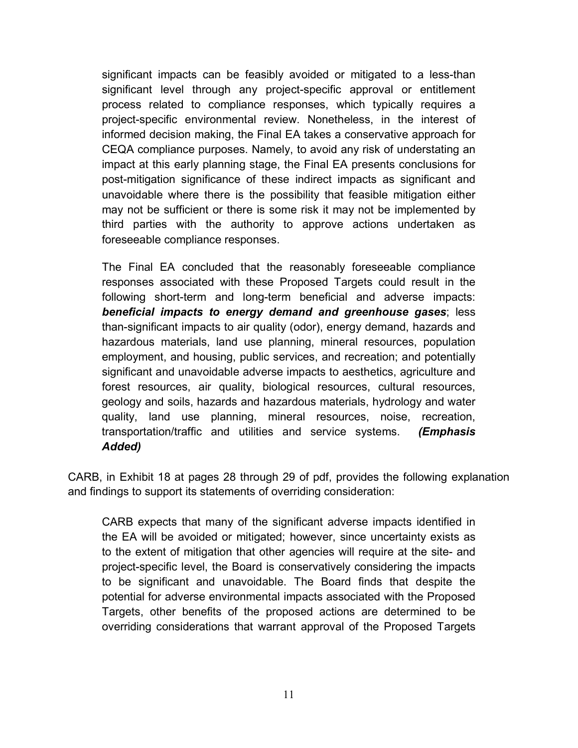> significant impacts can be feasibly avoided or mitigated to a less-than significant level through any project-specific approval or entitlement process related to compliance responses, which typically requires a project-specific environmental review. Nonetheless, in the interest of informed decision making, the Final EA takes a conservative approach for CEQA compliance purposes. Namely, to avoid any risk of understating an impact at this early planning stage, the Final EA presents conclusions for post-mitigation significance of these indirect impacts as significant and unavoidable where there is the possibility that feasible mitigation either may not be sufficient or there is some risk it may not be implemented by third parties with the authority to approve actions undertaken as foreseeable compliance responses.
>
> The Final EA concluded that the reasonably foreseeable compliance responses associated with these Proposed Targets could result in the following short-term and long-term beneficial and adverse impacts: ***beneficial impacts to energy demand and greenhouse gases***; less than-significant impacts to air quality (odor), energy demand, hazards and hazardous materials, land use planning, mineral resources, population employment, and housing, public services, and recreation; and potentially significant and unavoidable adverse impacts to aesthetics, agriculture and forest resources, air quality, biological resources, cultural resources, geology and soils, hazards and hazardous materials, hydrology and water quality, land use planning, mineral resources, noise, recreation, transportation/traffic and utilities and service systems. ***(Emphasis Added)***

CARB, in Exhibit 18 at pages 28 through 29 of pdf, provides the following explanation and findings to support its statements of overriding consideration:

> CARB expects that many of the significant adverse impacts identified in the EA will be avoided or mitigated; however, since uncertainty exists as to the extent of mitigation that other agencies will require at the site- and project-specific level, the Board is conservatively considering the impacts to be significant and unavoidable. The Board finds that despite the potential for adverse environmental impacts associated with the Proposed Targets, other benefits of the proposed actions are determined to be overriding considerations that warrant approval of the Proposed Targets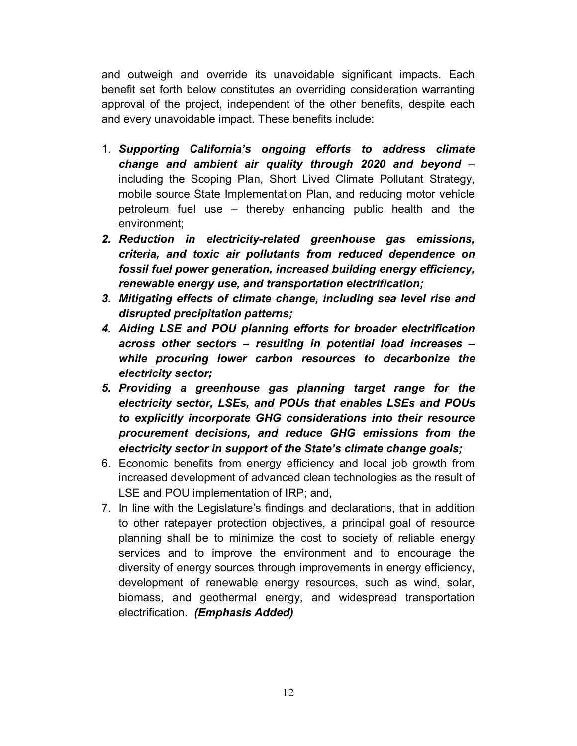and outweigh and override its unavoidable significant impacts. Each benefit set forth below constitutes an overriding consideration warranting approval of the project, independent of the other benefits, despite each and every unavoidable impact. These benefits include:

1. ***Supporting California's ongoing efforts to address climate change and ambient air quality through 2020 and beyond*** – including the Scoping Plan, Short Lived Climate Pollutant Strategy, mobile source State Implementation Plan, and reducing motor vehicle petroleum fuel use – thereby enhancing public health and the environment;
2. ***Reduction in electricity-related greenhouse gas emissions, criteria, and toxic air pollutants from reduced dependence on fossil fuel power generation, increased building energy efficiency, renewable energy use, and transportation electrification;***
3. ***Mitigating effects of climate change, including sea level rise and disrupted precipitation patterns;***
4. ***Aiding LSE and POU planning efforts for broader electrification across other sectors – resulting in potential load increases – while procuring lower carbon resources to decarbonize the electricity sector;***
5. ***Providing a greenhouse gas planning target range for the electricity sector, LSEs, and POUs that enables LSEs and POUs to explicitly incorporate GHG considerations into their resource procurement decisions, and reduce GHG emissions from the electricity sector in support of the State's climate change goals;***
6. Economic benefits from energy efficiency and local job growth from increased development of advanced clean technologies as the result of LSE and POU implementation of IRP; and,
7. In line with the Legislature's findings and declarations, that in addition to other ratepayer protection objectives, a principal goal of resource planning shall be to minimize the cost to society of reliable energy services and to improve the environment and to encourage the diversity of energy sources through improvements in energy efficiency, development of renewable energy resources, such as wind, solar, biomass, and geothermal energy, and widespread transportation electrification. ***(Emphasis Added)***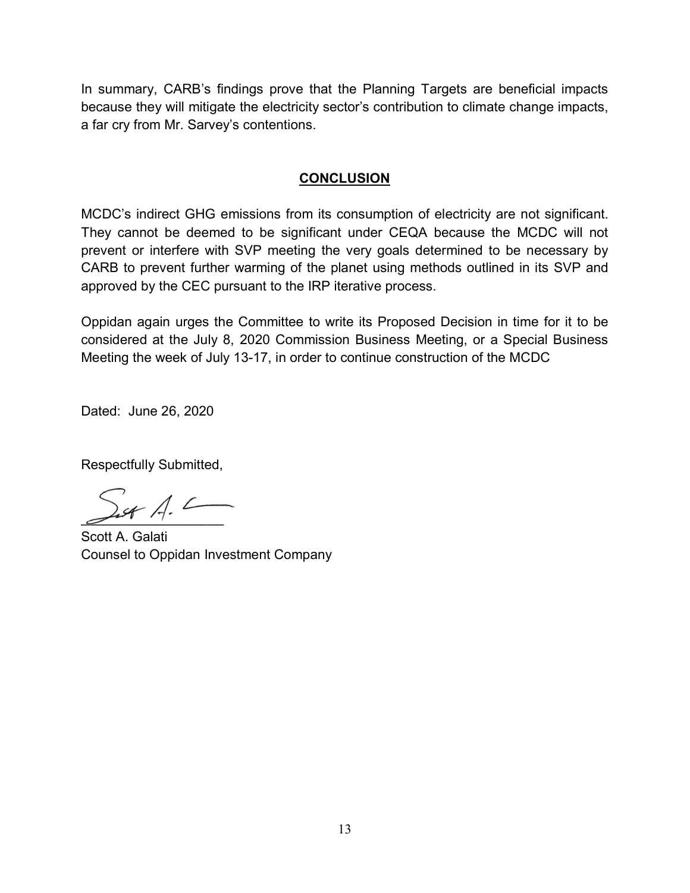In summary, CARB's findings prove that the Planning Targets are beneficial impacts because they will mitigate the electricity sector's contribution to climate change impacts, a far cry from Mr. Sarvey's contentions.

## **CONCLUSION**

MCDC's indirect GHG emissions from its consumption of electricity are not significant. They cannot be deemed to be significant under CEQA because the MCDC will not prevent or interfere with SVP meeting the very goals determined to be necessary by CARB to prevent further warming of the planet using methods outlined in its SVP and approved by the CEC pursuant to the IRP iterative process.

Oppidan again urges the Committee to write its Proposed Decision in time for it to be considered at the July 8, 2020 Commission Business Meeting, or a Special Business Meeting the week of July 13-17, in order to continue construction of the MCDC

Dated: June 26, 2020

Respectfully Submitted,

Scott A. Galati
Counsel to Oppidan Investment Company